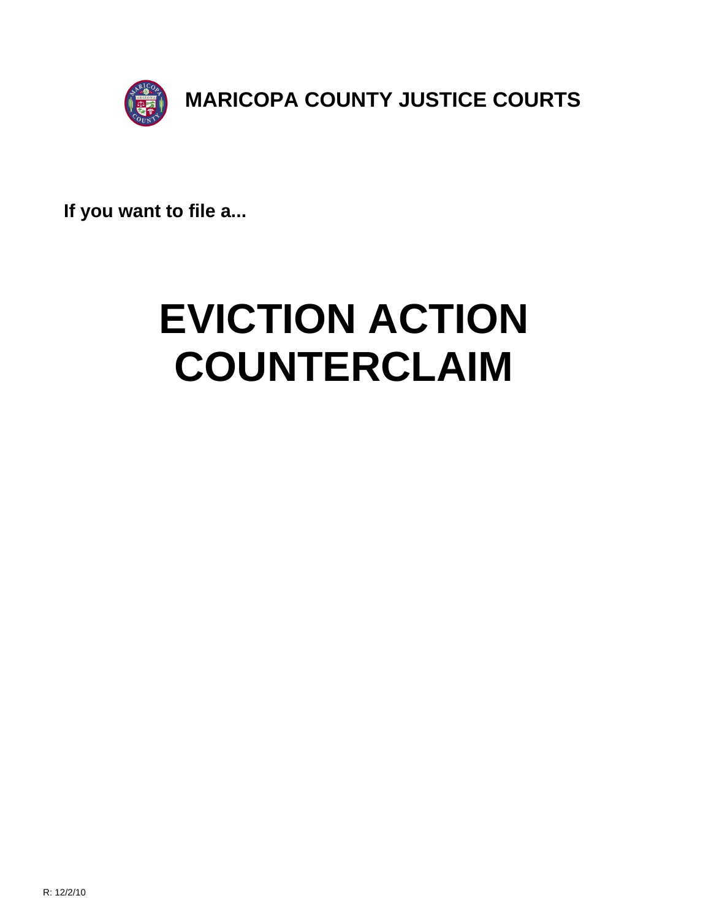**MARICOPA COUNTY JUSTICE COURTS**

**If you want to file a...**

# EVICTION ACTION COUNTERCLAIM

R: 12/2/10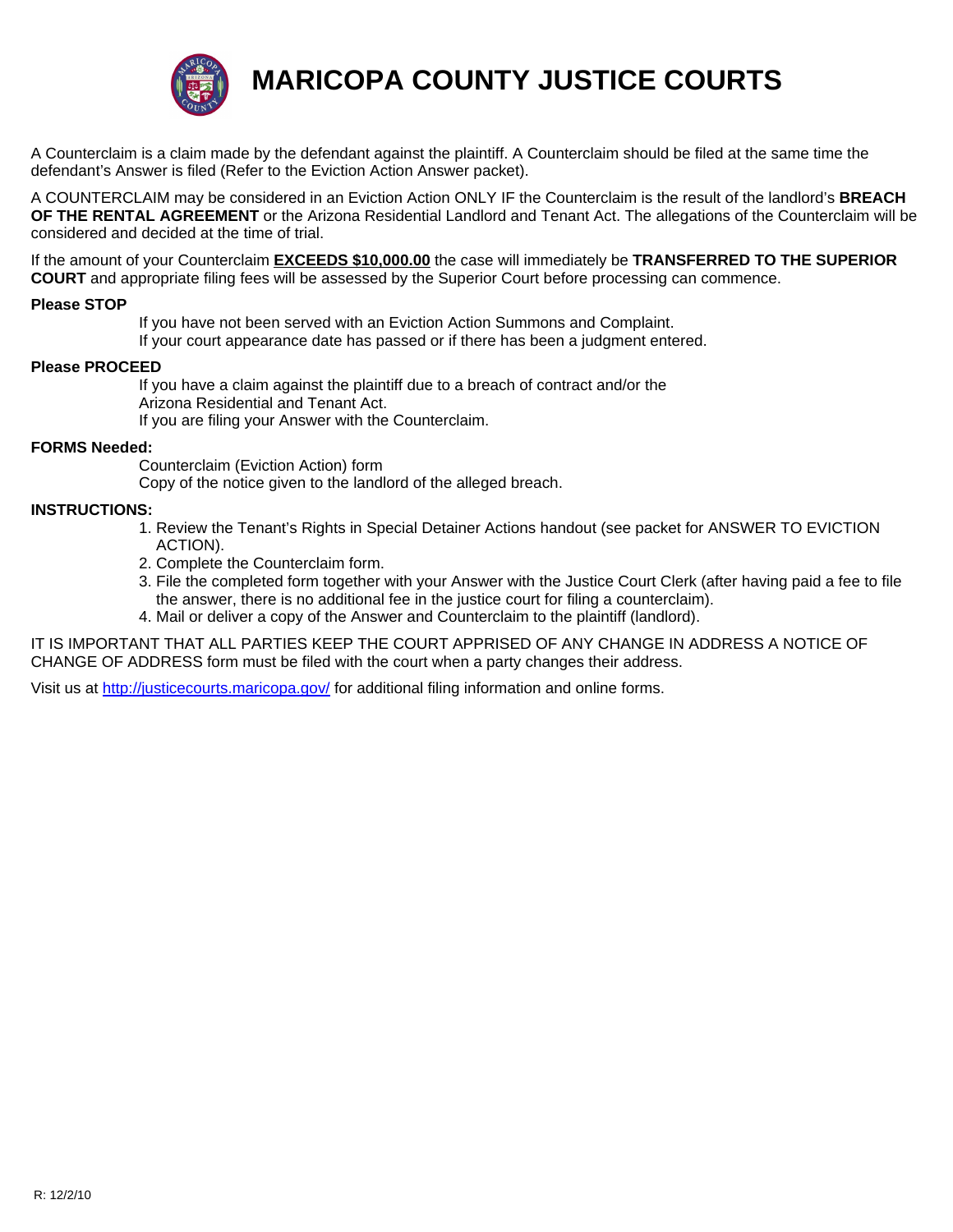# MARICOPA COUNTY JUSTICE COURTS

A Counterclaim is a claim made by the defendant against the plaintiff. A Counterclaim should be filed at the same time the defendant's Answer is filed (Refer to the Eviction Action Answer packet).

A COUNTERCLAIM may be considered in an Eviction Action ONLY IF the Counterclaim is the result of the landlord's **BREACH OF THE RENTAL AGREEMENT** or the Arizona Residential Landlord and Tenant Act. The allegations of the Counterclaim will be considered and decided at the time of trial.

If the amount of your Counterclaim **EXCEEDS $10,000.00** the case will immediately be **TRANSFERRED TO THE SUPERIOR COURT** and appropriate filing fees will be assessed by the Superior Court before processing can commence.

**Please STOP**

If you have not been served with an Eviction Action Summons and Complaint.
If your court appearance date has passed or if there has been a judgment entered.

**Please PROCEED**

If you have a claim against the plaintiff due to a breach of contract and/or the Arizona Residential and Tenant Act.
If you are filing your Answer with the Counterclaim.

**FORMS Needed:**

Counterclaim (Eviction Action) form
Copy of the notice given to the landlord of the alleged breach.

**INSTRUCTIONS:**

1. Review the Tenant's Rights in Special Detainer Actions handout (see packet for ANSWER TO EVICTION ACTION).
2. Complete the Counterclaim form.
3. File the completed form together with your Answer with the Justice Court Clerk (after having paid a fee to file the answer, there is no additional fee in the justice court for filing a counterclaim).
4. Mail or deliver a copy of the Answer and Counterclaim to the plaintiff (landlord).

IT IS IMPORTANT THAT ALL PARTIES KEEP THE COURT APPRISED OF ANY CHANGE IN ADDRESS A NOTICE OF CHANGE OF ADDRESS form must be filed with the court when a party changes their address.

Visit us at http://justicecourts.maricopa.gov/ for additional filing information and online forms.

R: 12/2/10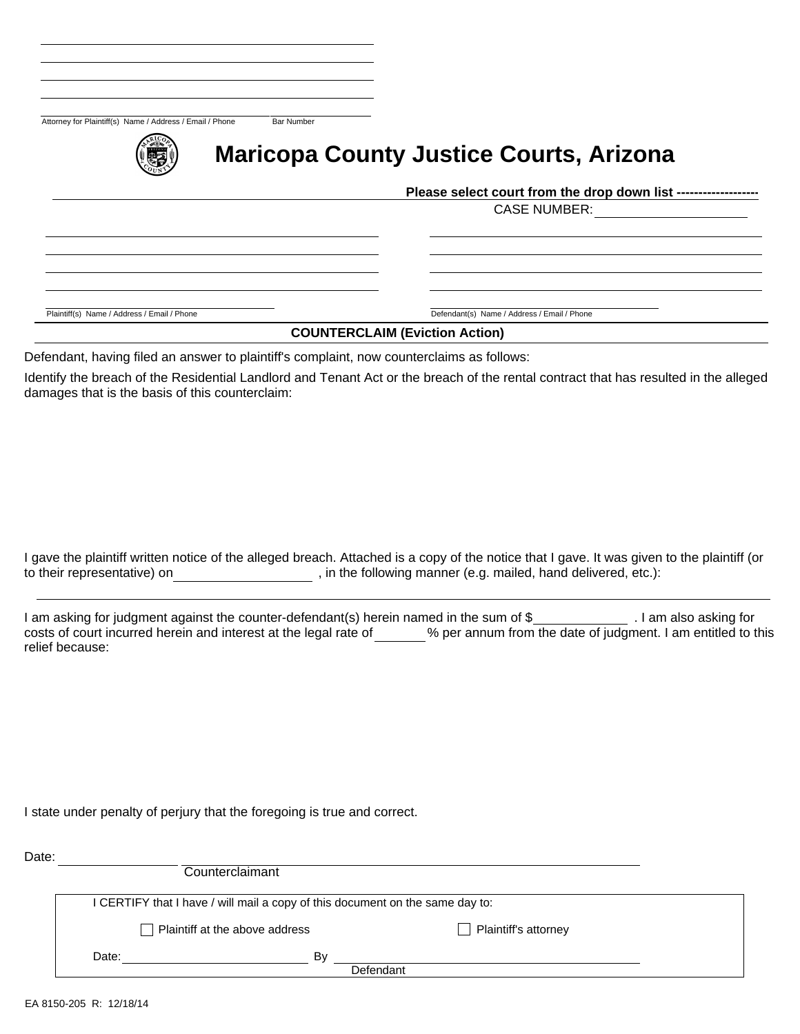Attorney for Plaintiff(s) Name / Address / Email / Phone &nbsp;&nbsp;&nbsp; Bar Number

# Maricopa County Justice Courts, Arizona

**Please select court from the drop down list -------------------**

CASE NUMBER: ____________________

Plaintiff(s) Name / Address / Email / Phone

Defendant(s) Name / Address / Email / Phone

## COUNTERCLAIM (Eviction Action)

Defendant, having filed an answer to plaintiff's complaint, now counterclaims as follows:

Identify the breach of the Residential Landlord and Tenant Act or the breach of the rental contract that has resulted in the alleged damages that is the basis of this counterclaim:

I gave the plaintiff written notice of the alleged breach. Attached is a copy of the notice that I gave. It was given to the plaintiff (or to their representative) on ____________________ , in the following manner (e.g. mailed, hand delivered, etc.):

______________________________________________________________________

I am asking for judgment against the counter-defendant(s) herein named in the sum of $_____________ . I am also asking for costs of court incurred herein and interest at the legal rate of _______% per annum from the date of judgment. I am entitled to this relief because:

I state under penalty of perjury that the foregoing is true and correct.

Date: ________________ ____________________________________________
Counterclaimant

I CERTIFY that I have / will mail a copy of this document on the same day to:

☐ Plaintiff at the above address &nbsp;&nbsp;&nbsp;&nbsp; ☐ Plaintiff's attorney

Date: ____________________________ By ____________________________________________
Defendant

EA 8150-205 R: 12/18/14